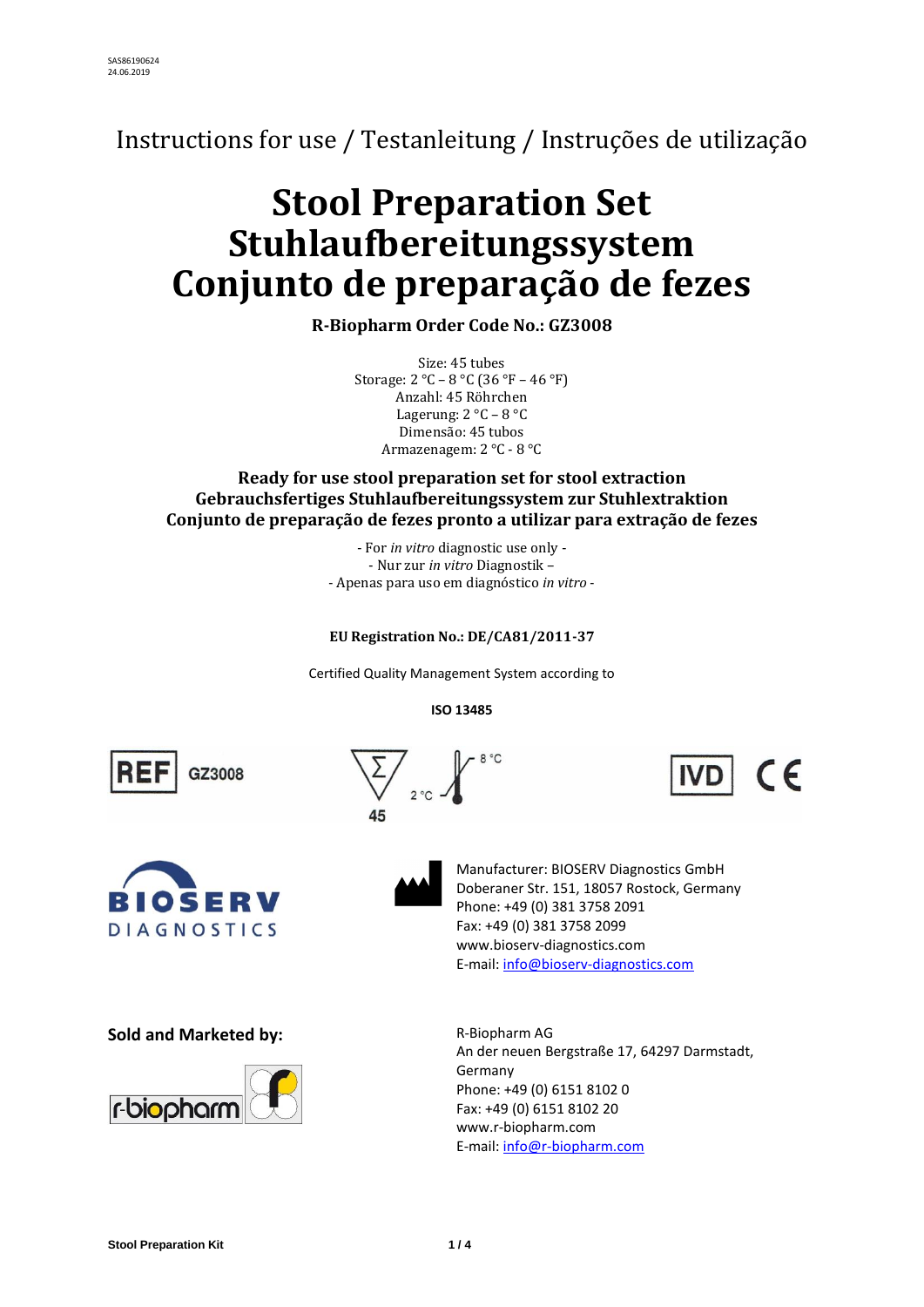SAS86190624
24.06.2019

Instructions for use / Testanleitung / Instruções de utilização

# Stool Preparation Set
# Stuhlaufbereitungssystem
# Conjunto de preparação de fezes

**R-Biopharm Order Code No.: GZ3008**

Size: 45 tubes
Storage: 2 °C – 8 °C (36 °F – 46 °F)
Anzahl: 45 Röhrchen
Lagerung: 2 °C – 8 °C
Dimensão: 45 tubos
Armazenagem: 2 °C - 8 °C

**Ready for use stool preparation set for stool extraction**
**Gebrauchsfertiges Stuhlaufbereitungssystem zur Stuhlextraktion**
**Conjunto de preparação de fezes pronto a utilizar para extração de fezes**

- For *in vitro* diagnostic use only -
- Nur zur *in vitro* Diagnostik –
- Apenas para uso em diagnóstico *in vitro* -

**EU Registration No.: DE/CA81/2011-37**

Certified Quality Management System according to

**ISO 13485**

REF GZ3008 | Σ 45 | 2 °C – 8 °C | IVD | CE

BIOSERV DIAGNOSTICS

Manufacturer: BIOSERV Diagnostics GmbH
Doberaner Str. 151, 18057 Rostock, Germany
Phone: +49 (0) 381 3758 2091
Fax: +49 (0) 381 3758 2099
www.bioserv-diagnostics.com
E-mail: info@bioserv-diagnostics.com

**Sold and Marketed by:**

r-biopharm

R-Biopharm AG
An der neuen Bergstraße 17, 64297 Darmstadt, Germany
Phone: +49 (0) 6151 8102 0
Fax: +49 (0) 6151 8102 20
www.r-biopharm.com
E-mail: info@r-biopharm.com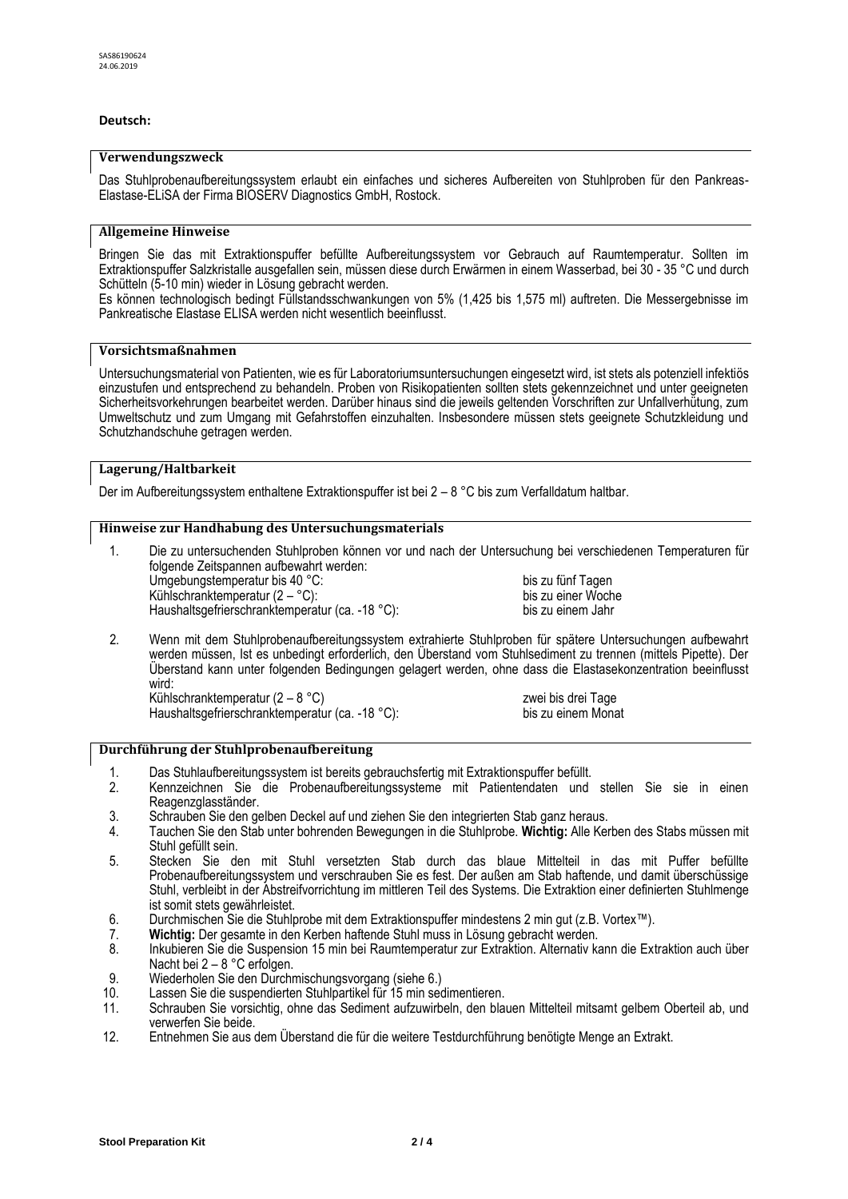SAS86190624
24.06.2019

**Deutsch:**

## Verwendungszweck

Das Stuhlprobenaufbereitungssystem erlaubt ein einfaches und sicheres Aufbereiten von Stuhlproben für den Pankreas-Elastase-ELiSA der Firma BIOSERV Diagnostics GmbH, Rostock.

## Allgemeine Hinweise

Bringen Sie das mit Extraktionspuffer befüllte Aufbereitungssystem vor Gebrauch auf Raumtemperatur. Sollten im Extraktionspuffer Salzkristalle ausgefallen sein, müssen diese durch Erwärmen in einem Wasserbad, bei 30 - 35 °C und durch Schütteln (5-10 min) wieder in Lösung gebracht werden.
Es können technologisch bedingt Füllstandsschwankungen von 5% (1,425 bis 1,575 ml) auftreten. Die Messergebnisse im Pankreatische Elastase ELISA werden nicht wesentlich beeinflusst.

## Vorsichtsmaßnahmen

Untersuchungsmaterial von Patienten, wie es für Laboratoriumsuntersuchungen eingesetzt wird, ist stets als potenziell infektiös einzustufen und entsprechend zu behandeln. Proben von Risikopatienten sollten stets gekennzeichnet und unter geeigneten Sicherheitsvorkehrungen bearbeitet werden. Darüber hinaus sind die jeweils geltenden Vorschriften zur Unfallverhütung, zum Umweltschutz und zum Umgang mit Gefahrstoffen einzuhalten. Insbesondere müssen stets geeignete Schutzkleidung und Schutzhandschuhe getragen werden.

## Lagerung/Haltbarkeit

Der im Aufbereitungssystem enthaltene Extraktionspuffer ist bei 2 – 8 °C bis zum Verfalldatum haltbar.

## Hinweise zur Handhabung des Untersuchungsmaterials

1. Die zu untersuchenden Stuhlproben können vor und nach der Untersuchung bei verschiedenen Temperaturen für folgende Zeitspannen aufbewahrt werden:

| | |
|---|---|
| Umgebungstemperatur bis 40 °C: | bis zu fünf Tagen |
| Kühlschranktemperatur (2 – °C): | bis zu einer Woche |
| Haushaltsgefrierschranktemperatur (ca. -18 °C): | bis zu einem Jahr |

2. Wenn mit dem Stuhlprobenaufbereitungssystem extrahierte Stuhlproben für spätere Untersuchungen aufbewahrt werden müssen, Ist es unbedingt erforderlich, den Überstand vom Stuhlsediment zu trennen (mittels Pipette). Der Überstand kann unter folgenden Bedingungen gelagert werden, ohne dass die Elastasekonzentration beeinflusst wird:

| | |
|---|---|
| Kühlschranktemperatur (2 – 8 °C) | zwei bis drei Tage |
| Haushaltsgefrierschranktemperatur (ca. -18 °C): | bis zu einem Monat |

## Durchführung der Stuhlprobenaufbereitung

1. Das Stuhlaufbereitungssystem ist bereits gebrauchsfertig mit Extraktionspuffer befüllt.
2. Kennzeichnen Sie die Probenaufbereitungssysteme mit Patientendaten und stellen Sie sie in einen Reagenzglasständer.
3. Schrauben Sie den gelben Deckel auf und ziehen Sie den integrierten Stab ganz heraus.
4. Tauchen Sie den Stab unter bohrenden Bewegungen in die Stuhlprobe. **Wichtig:** Alle Kerben des Stabs müssen mit Stuhl gefüllt sein.
5. Stecken Sie den mit Stuhl versetzten Stab durch das blaue Mittelteil in das mit Puffer befüllte Probenaufbereitungssystem und verschrauben Sie es fest. Der außen am Stab haftende, und damit überschüssige Stuhl, verbleibt in der Abstreifvorrichtung im mittleren Teil des Systems. Die Extraktion einer definierten Stuhlmenge ist somit stets gewährleistet.
6. Durchmischen Sie die Stuhlprobe mit dem Extraktionspuffer mindestens 2 min gut (z.B. Vortex™).
7. **Wichtig:** Der gesamte in den Kerben haftende Stuhl muss in Lösung gebracht werden.
8. Inkubieren Sie die Suspension 15 min bei Raumtemperatur zur Extraktion. Alternativ kann die Extraktion auch über Nacht bei 2 – 8 °C erfolgen.
9. Wiederholen Sie den Durchmischungsvorgang (siehe 6.)
10. Lassen Sie die suspendierten Stuhlpartikel für 15 min sedimentieren.
11. Schrauben Sie vorsichtig, ohne das Sediment aufzuwirbeln, den blauen Mittelteil mitsamt gelbem Oberteil ab, und verwerfen Sie beide.
12. Entnehmen Sie aus dem Überstand die für die weitere Testdurchführung benötigte Menge an Extrakt.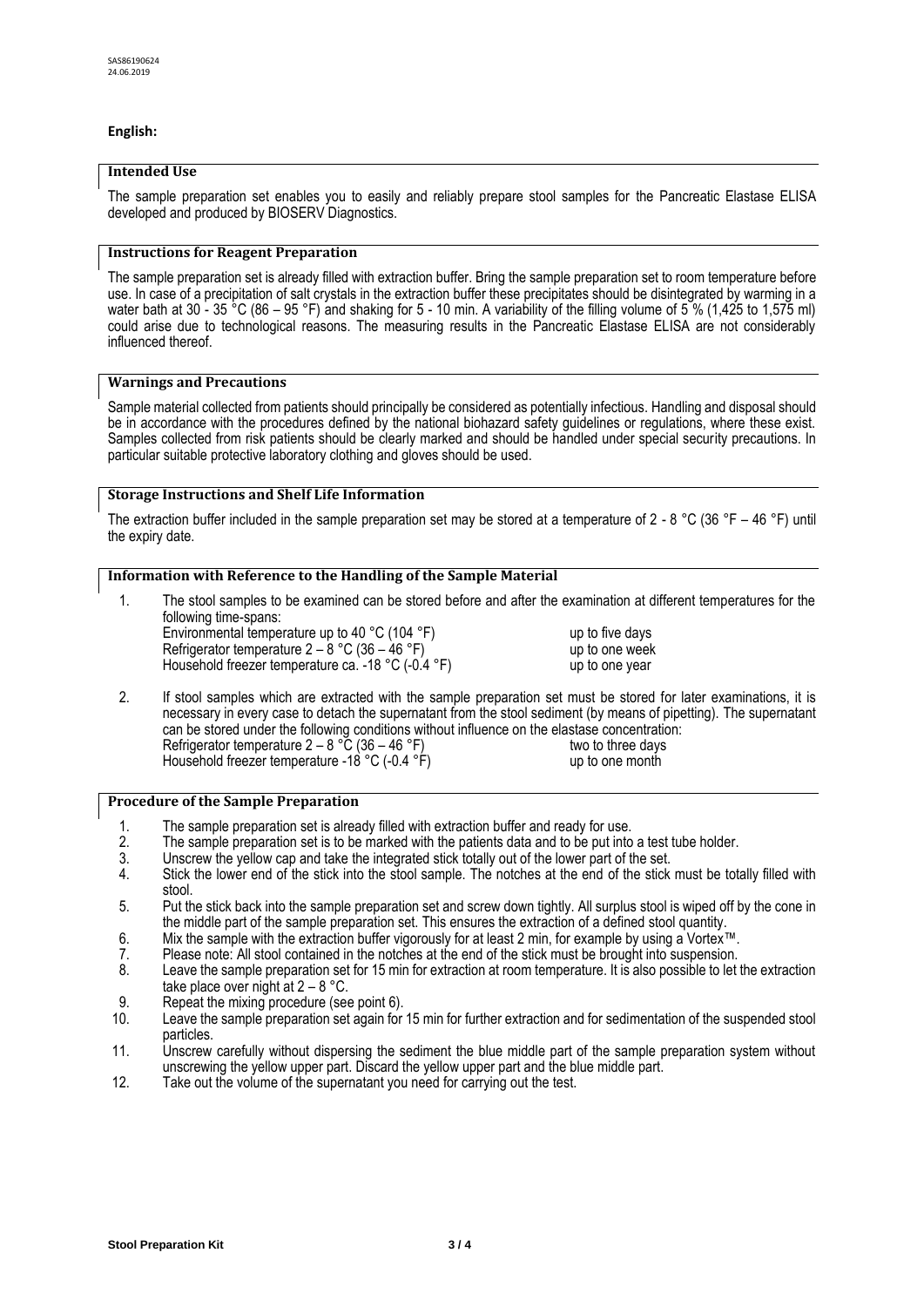SAS86190624
24.06.2019

**English:**

## Intended Use

The sample preparation set enables you to easily and reliably prepare stool samples for the Pancreatic Elastase ELISA developed and produced by BIOSERV Diagnostics.

## Instructions for Reagent Preparation

The sample preparation set is already filled with extraction buffer. Bring the sample preparation set to room temperature before use. In case of a precipitation of salt crystals in the extraction buffer these precipitates should be disintegrated by warming in a water bath at 30 - 35 °C (86 – 95 °F) and shaking for 5 - 10 min. A variability of the filling volume of 5 % (1,425 to 1,575 ml) could arise due to technological reasons. The measuring results in the Pancreatic Elastase ELISA are not considerably influenced thereof.

## Warnings and Precautions

Sample material collected from patients should principally be considered as potentially infectious. Handling and disposal should be in accordance with the procedures defined by the national biohazard safety guidelines or regulations, where these exist. Samples collected from risk patients should be clearly marked and should be handled under special security precautions. In particular suitable protective laboratory clothing and gloves should be used.

## Storage Instructions and Shelf Life Information

The extraction buffer included in the sample preparation set may be stored at a temperature of 2 - 8 °C (36 °F – 46 °F) until the expiry date.

## Information with Reference to the Handling of the Sample Material

1. The stool samples to be examined can be stored before and after the examination at different temperatures for the following time-spans:

| | |
|---|---|
| Environmental temperature up to 40 °C (104 °F) | up to five days |
| Refrigerator temperature 2 – 8 °C (36 – 46 °F) | up to one week |
| Household freezer temperature ca. -18 °C (-0.4 °F) | up to one year |

2. If stool samples which are extracted with the sample preparation set must be stored for later examinations, it is necessary in every case to detach the supernatant from the stool sediment (by means of pipetting). The supernatant can be stored under the following conditions without influence on the elastase concentration:

| | |
|---|---|
| Refrigerator temperature 2 – 8 °C (36 – 46 °F) | two to three days |
| Household freezer temperature -18 °C (-0.4 °F) | up to one month |

## Procedure of the Sample Preparation

1. The sample preparation set is already filled with extraction buffer and ready for use.
2. The sample preparation set is to be marked with the patients data and to be put into a test tube holder.
3. Unscrew the yellow cap and take the integrated stick totally out of the lower part of the set.
4. Stick the lower end of the stick into the stool sample. The notches at the end of the stick must be totally filled with stool.
5. Put the stick back into the sample preparation set and screw down tightly. All surplus stool is wiped off by the cone in the middle part of the sample preparation set. This ensures the extraction of a defined stool quantity.
6. Mix the sample with the extraction buffer vigorously for at least 2 min, for example by using a Vortex™.
7. Please note: All stool contained in the notches at the end of the stick must be brought into suspension.
8. Leave the sample preparation set for 15 min for extraction at room temperature. It is also possible to let the extraction take place over night at 2 – 8 °C.
9. Repeat the mixing procedure (see point 6).
10. Leave the sample preparation set again for 15 min for further extraction and for sedimentation of the suspended stool particles.
11. Unscrew carefully without dispersing the sediment the blue middle part of the sample preparation system without unscrewing the yellow upper part. Discard the yellow upper part and the blue middle part.
12. Take out the volume of the supernatant you need for carrying out the test.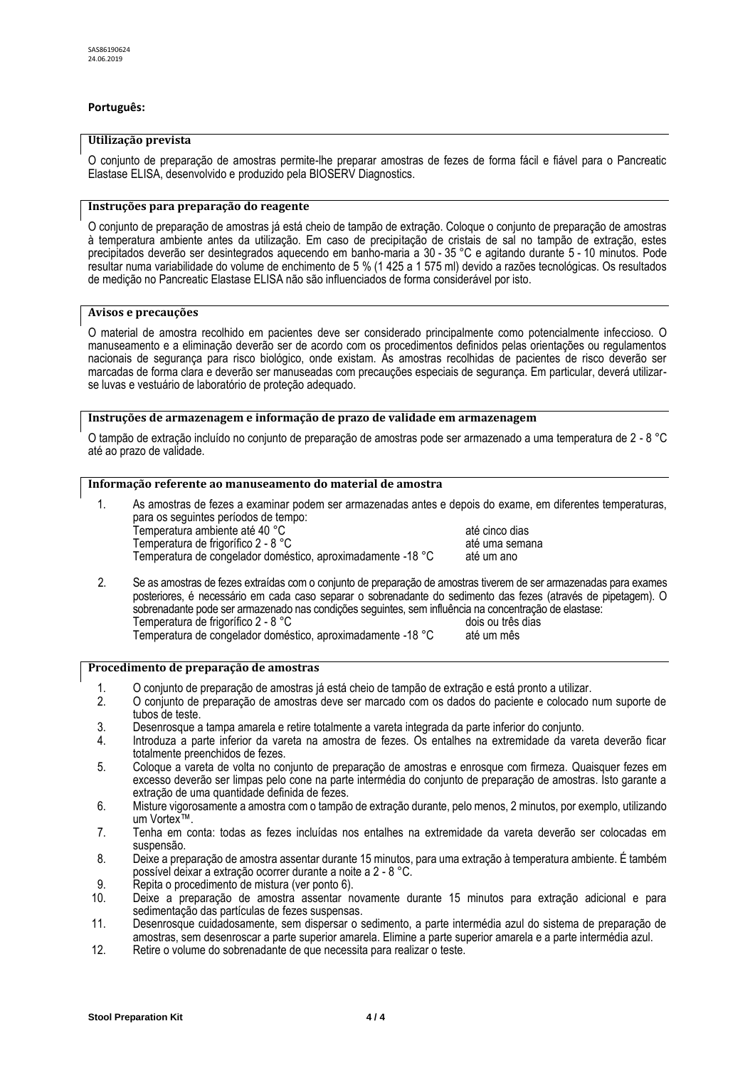SAS86190624
24.06.2019

**Português:**

## Utilização prevista

O conjunto de preparação de amostras permite-lhe preparar amostras de fezes de forma fácil e fiável para o Pancreatic Elastase ELISA, desenvolvido e produzido pela BIOSERV Diagnostics.

## Instruções para preparação do reagente

O conjunto de preparação de amostras já está cheio de tampão de extração. Coloque o conjunto de preparação de amostras à temperatura ambiente antes da utilização. Em caso de precipitação de cristais de sal no tampão de extração, estes precipitados deverão ser desintegrados aquecendo em banho-maria a 30 - 35 °C e agitando durante 5 - 10 minutos. Pode resultar numa variabilidade do volume de enchimento de 5 % (1 425 a 1 575 ml) devido a razões tecnológicas. Os resultados de medição no Pancreatic Elastase ELISA não são influenciados de forma considerável por isto.

## Avisos e precauções

O material de amostra recolhido em pacientes deve ser considerado principalmente como potencialmente infeccioso. O manuseamento e a eliminação deverão ser de acordo com os procedimentos definidos pelas orientações ou regulamentos nacionais de segurança para risco biológico, onde existam. As amostras recolhidas de pacientes de risco deverão ser marcadas de forma clara e deverão ser manuseadas com precauções especiais de segurança. Em particular, deverá utilizar-se luvas e vestuário de laboratório de proteção adequado.

## Instruções de armazenagem e informação de prazo de validade em armazenagem

O tampão de extração incluído no conjunto de preparação de amostras pode ser armazenado a uma temperatura de 2 - 8 °C até ao prazo de validade.

## Informação referente ao manuseamento do material de amostra

1. As amostras de fezes a examinar podem ser armazenadas antes e depois do exame, em diferentes temperaturas, para os seguintes períodos de tempo:

| | |
|---|---|
| Temperatura ambiente até 40 °C | até cinco dias |
| Temperatura de frigorífico 2 - 8 °C | até uma semana |
| Temperatura de congelador doméstico, aproximadamente -18 °C | até um ano |

2. Se as amostras de fezes extraídas com o conjunto de preparação de amostras tiverem de ser armazenadas para exames posteriores, é necessário em cada caso separar o sobrenadante do sedimento das fezes (através de pipetagem). O sobrenadante pode ser armazenado nas condições seguintes, sem influência na concentração de elastase:

| | |
|---|---|
| Temperatura de frigorífico 2 - 8 °C | dois ou três dias |
| Temperatura de congelador doméstico, aproximadamente -18 °C | até um mês |

## Procedimento de preparação de amostras

1. O conjunto de preparação de amostras já está cheio de tampão de extração e está pronto a utilizar.
2. O conjunto de preparação de amostras deve ser marcado com os dados do paciente e colocado num suporte de tubos de teste.
3. Desenrosque a tampa amarela e retire totalmente a vareta integrada da parte inferior do conjunto.
4. Introduza a parte inferior da vareta na amostra de fezes. Os entalhes na extremidade da vareta deverão ficar totalmente preenchidos de fezes.
5. Coloque a vareta de volta no conjunto de preparação de amostras e enrosque com firmeza. Quaisquer fezes em excesso deverão ser limpas pelo cone na parte intermédia do conjunto de preparação de amostras. Isto garante a extração de uma quantidade definida de fezes.
6. Misture vigorosamente a amostra com o tampão de extração durante, pelo menos, 2 minutos, por exemplo, utilizando um Vortex™.
7. Tenha em conta: todas as fezes incluídas nos entalhes na extremidade da vareta deverão ser colocadas em suspensão.
8. Deixe a preparação de amostra assentar durante 15 minutos, para uma extração à temperatura ambiente. É também possível deixar a extração ocorrer durante a noite a 2 - 8 °C.
9. Repita o procedimento de mistura (ver ponto 6).
10. Deixe a preparação de amostra assentar novamente durante 15 minutos para extração adicional e para sedimentação das partículas de fezes suspensas.
11. Desenrosque cuidadosamente, sem dispersar o sedimento, a parte intermédia azul do sistema de preparação de amostras, sem desenroscar a parte superior amarela. Elimine a parte superior amarela e a parte intermédia azul.
12. Retire o volume do sobrenadante de que necessita para realizar o teste.

**Stool Preparation Kit**